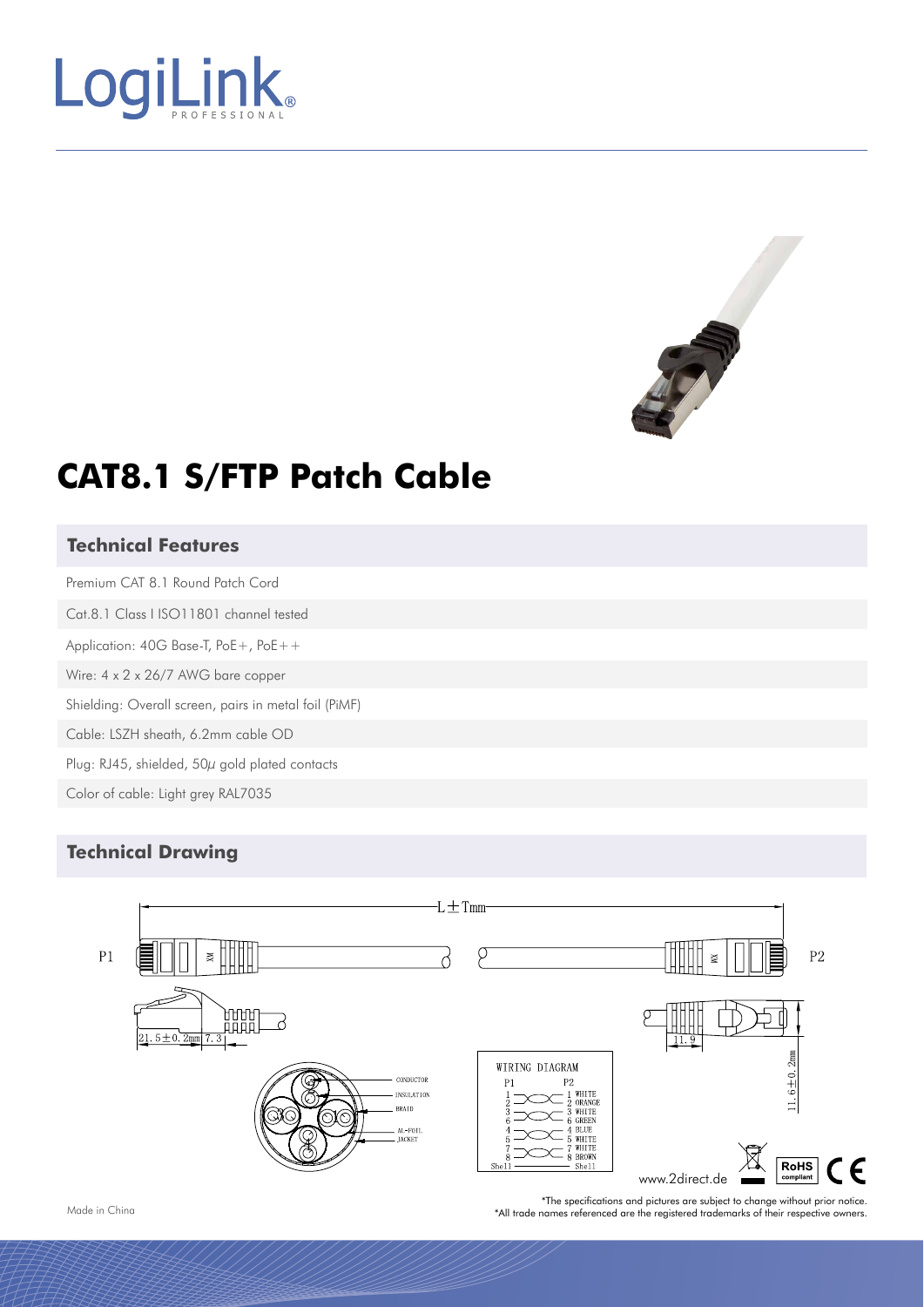LogiLink PROFESSIONAL

# CAT8.1 S/FTP Patch Cable

## Technical Features

| Technical Features |
|---|
| Premium CAT 8.1 Round Patch Cord |
| Cat.8.1 Class I ISO11801 channel tested |
| Application: 40G Base-T, PoE+, PoE++ |
| Wire: 4 x 2 x 26/7 AWG bare copper |
| Shielding: Overall screen, pairs in metal foil (PiMF) |
| Cable: LSZH sheath, 6.2mm cable OD |
| Plug: RJ45, shielded, 50µ gold plated contacts |
| Color of cable: Light grey RAL7035 |

## Technical Drawing

L ± Tmm

P1 P2

21.5±0.2mm 7.3

11.9

11.6±0.2mm

CONDUCTOR
INSULATION
BRAID
AL-FOIL
JACKET

WIRING DIAGRAM

| P1 | P2 | |
|---|---|---|
| 1 | 1 | WHITE |
| 2 | 2 | ORANGE |
| 3 | 3 | WHITE |
| 6 | 6 | GREEN |
| 4 | 4 | BLUE |
| 5 | 5 | WHITE |
| 7 | 7 | WHITE |
| 8 | 8 | BROWN |
| Shell | Shell | |

www.2direct.de

RoHS compliant CE

Made in China

*The specifications and pictures are subject to change without prior notice.
*All trade names referenced are the registered trademarks of their respective owners.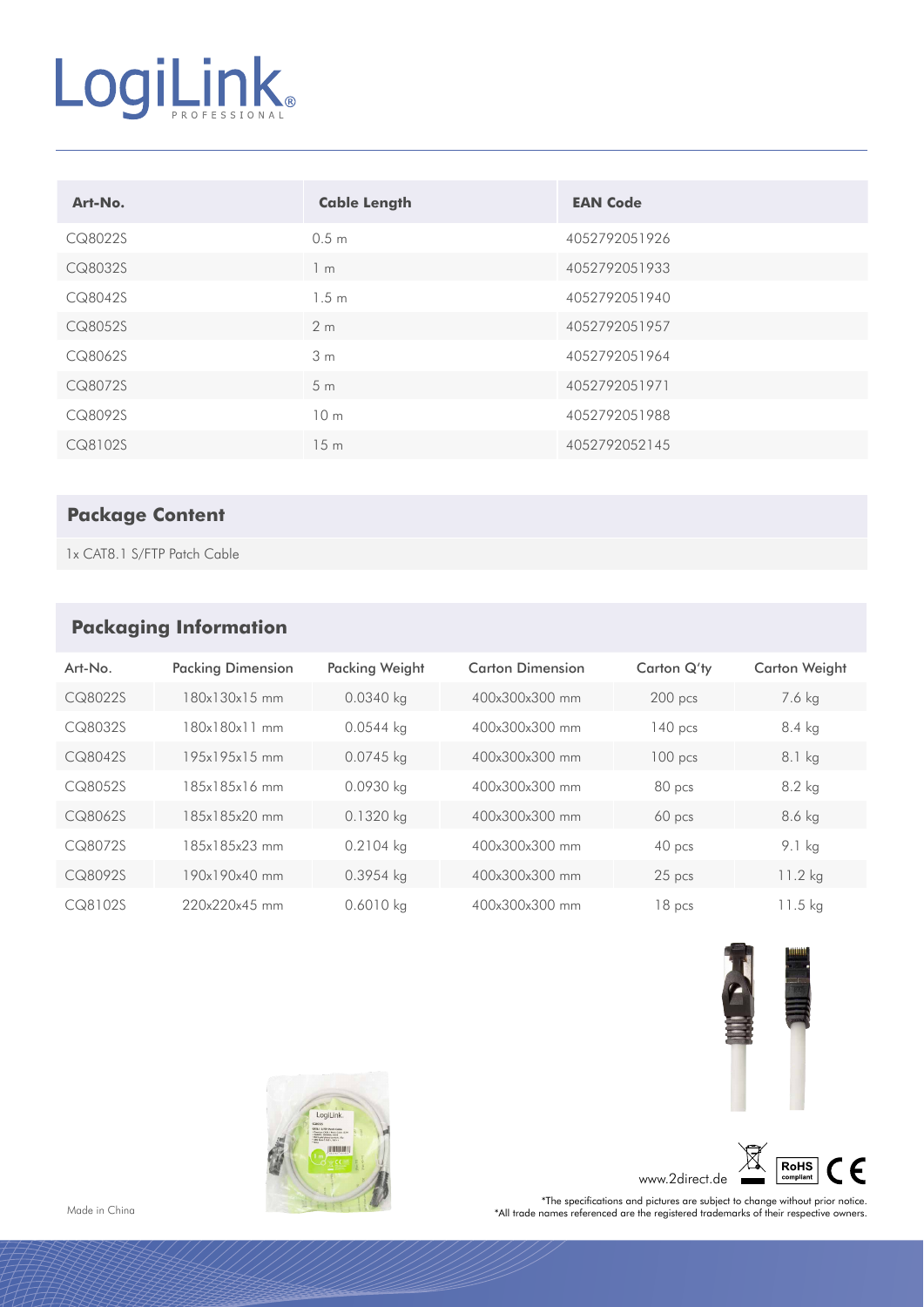| Art-No. | Cable Length | EAN Code |
|---|---|---|
| CQ8022S | 0.5 m | 4052792051926 |
| CQ8032S | 1 m | 4052792051933 |
| CQ8042S | 1.5 m | 4052792051940 |
| CQ8052S | 2 m | 4052792051957 |
| CQ8062S | 3 m | 4052792051964 |
| CQ8072S | 5 m | 4052792051971 |
| CQ8092S | 10 m | 4052792051988 |
| CQ8102S | 15 m | 4052792052145 |

## Package Content

1x CAT8.1 S/FTP Patch Cable

## Packaging Information

| Art-No. | Packing Dimension | Packing Weight | Carton Dimension | Carton Q'ty | Carton Weight |
|---|---|---|---|---|---|
| CQ8022S | 180x130x15 mm | 0.0340 kg | 400x300x300 mm | 200 pcs | 7.6 kg |
| CQ8032S | 180x180x11 mm | 0.0544 kg | 400x300x300 mm | 140 pcs | 8.4 kg |
| CQ8042S | 195x195x15 mm | 0.0745 kg | 400x300x300 mm | 100 pcs | 8.1 kg |
| CQ8052S | 185x185x16 mm | 0.0930 kg | 400x300x300 mm | 80 pcs | 8.2 kg |
| CQ8062S | 185x185x20 mm | 0.1320 kg | 400x300x300 mm | 60 pcs | 8.6 kg |
| CQ8072S | 185x185x23 mm | 0.2104 kg | 400x300x300 mm | 40 pcs | 9.1 kg |
| CQ8092S | 190x190x40 mm | 0.3954 kg | 400x300x300 mm | 25 pcs | 11.2 kg |
| CQ8102S | 220x220x45 mm | 0.6010 kg | 400x300x300 mm | 18 pcs | 11.5 kg |

Made in China

www.2direct.de

*The specifications and pictures are subject to change without prior notice.
*All trade names referenced are the registered trademarks of their respective owners.